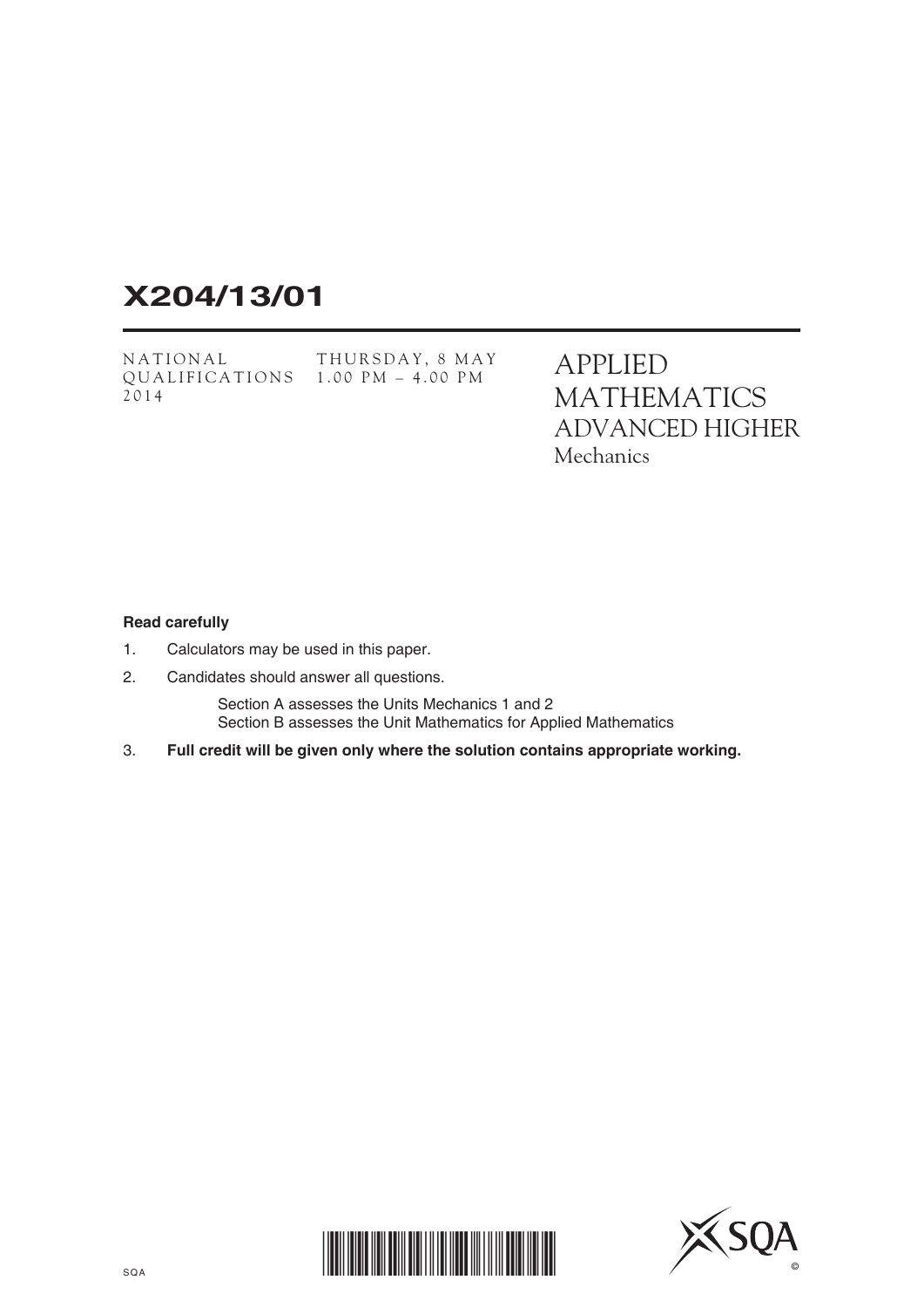# X204/13/01

NATIONAL QUALIFICATIONS 2014

THURSDAY, 8 MAY
1.00 PM – 4.00 PM

APPLIED MATHEMATICS
ADVANCED HIGHER
Mechanics

**Read carefully**

1. Calculators may be used in this paper.
2. Candidates should answer all questions.

   Section A assesses the Units Mechanics 1 and 2
   Section B assesses the Unit Mathematics for Applied Mathematics

3. **Full credit will be given only where the solution contains appropriate working.**

SQA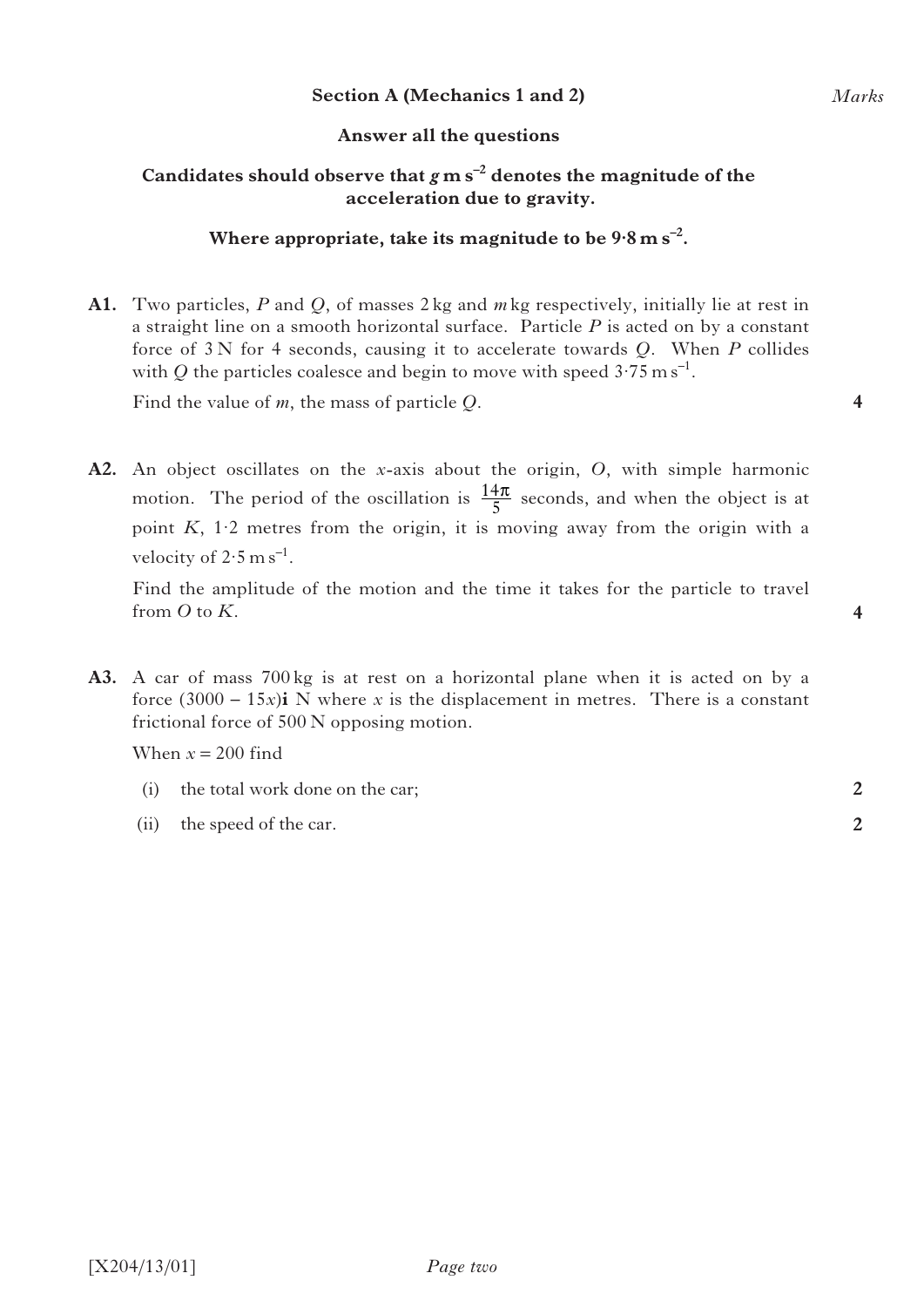## Section A (Mechanics 1 and 2)

**Answer all the questions**

**Candidates should observe that $g\,\text{m s}^{-2}$ denotes the magnitude of the acceleration due to gravity.**

**Where appropriate, take its magnitude to be $9{\cdot}8\,\text{m s}^{-2}$.**

*Marks*

**A1.** Two particles, $P$ and $Q$, of masses 2 kg and $m$ kg respectively, initially lie at rest in a straight line on a smooth horizontal surface. Particle $P$ is acted on by a constant force of 3 N for 4 seconds, causing it to accelerate towards $Q$. When $P$ collides with $Q$ the particles coalesce and begin to move with speed $3{\cdot}75\,\text{m s}^{-1}$.

Find the value of $m$, the mass of particle $Q$. **4**

**A2.** An object oscillates on the $x$-axis about the origin, $O$, with simple harmonic motion. The period of the oscillation is $\frac{14\pi}{5}$ seconds, and when the object is at point $K$, $1{\cdot}2$ metres from the origin, it is moving away from the origin with a velocity of $2{\cdot}5\,\text{m s}^{-1}$.

Find the amplitude of the motion and the time it takes for the particle to travel from $O$ to $K$. **4**

**A3.** A car of mass 700 kg is at rest on a horizontal plane when it is acted on by a force $(3000 - 15x)\mathbf{i}$ N where $x$ is the displacement in metres. There is a constant frictional force of 500 N opposing motion.

When $x = 200$ find

(i) the total work done on the car; **2**

(ii) the speed of the car. **2**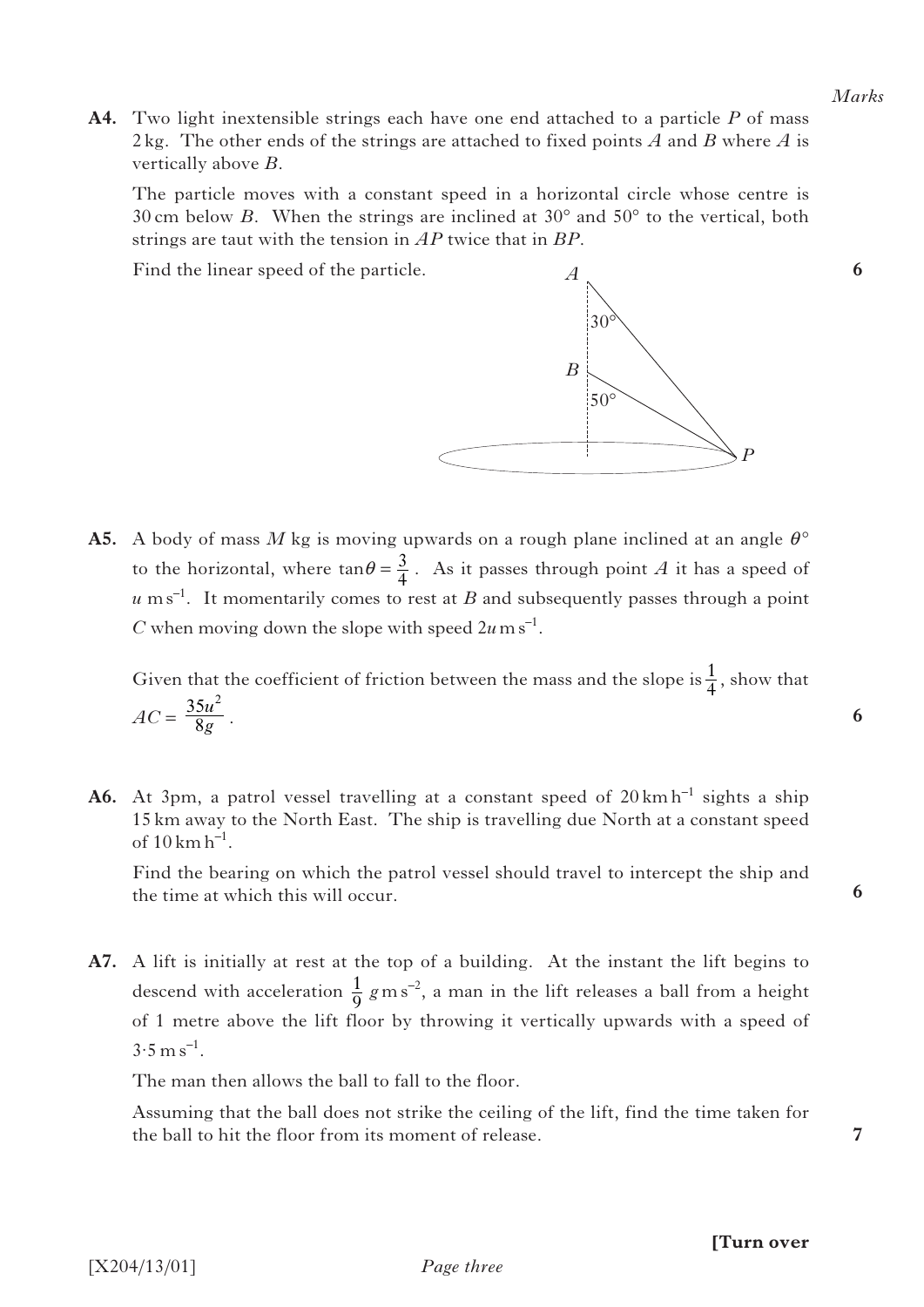*Marks*

**A4.** Two light inextensible strings each have one end attached to a particle $P$ of mass 2 kg. The other ends of the strings are attached to fixed points $A$ and $B$ where $A$ is vertically above $B$.

The particle moves with a constant speed in a horizontal circle whose centre is 30 cm below $B$. When the strings are inclined at 30° and 50° to the vertical, both strings are taut with the tension in $AP$ twice that in $BP$.

Find the linear speed of the particle. **6**

**A5.** A body of mass $M$ kg is moving upwards on a rough plane inclined at an angle $\theta°$ to the horizontal, where $\tan\theta = \frac{3}{4}$. As it passes through point $A$ it has a speed of $u$ m s$^{-1}$. It momentarily comes to rest at $B$ and subsequently passes through a point $C$ when moving down the slope with speed $2u$ m s$^{-1}$.

Given that the coefficient of friction between the mass and the slope is $\frac{1}{4}$, show that $AC = \dfrac{35u^2}{8g}$. **6**

**A6.** At 3pm, a patrol vessel travelling at a constant speed of 20 km h$^{-1}$ sights a ship 15 km away to the North East. The ship is travelling due North at a constant speed of 10 km h$^{-1}$.

Find the bearing on which the patrol vessel should travel to intercept the ship and the time at which this will occur. **6**

**A7.** A lift is initially at rest at the top of a building. At the instant the lift begins to descend with acceleration $\frac{1}{9}g$ m s$^{-2}$, a man in the lift releases a ball from a height of 1 metre above the lift floor by throwing it vertically upwards with a speed of 3·5 m s$^{-1}$.

The man then allows the ball to fall to the floor.

Assuming that the ball does not strike the ceiling of the lift, find the time taken for the ball to hit the floor from its moment of release. **7**

**[Turn over**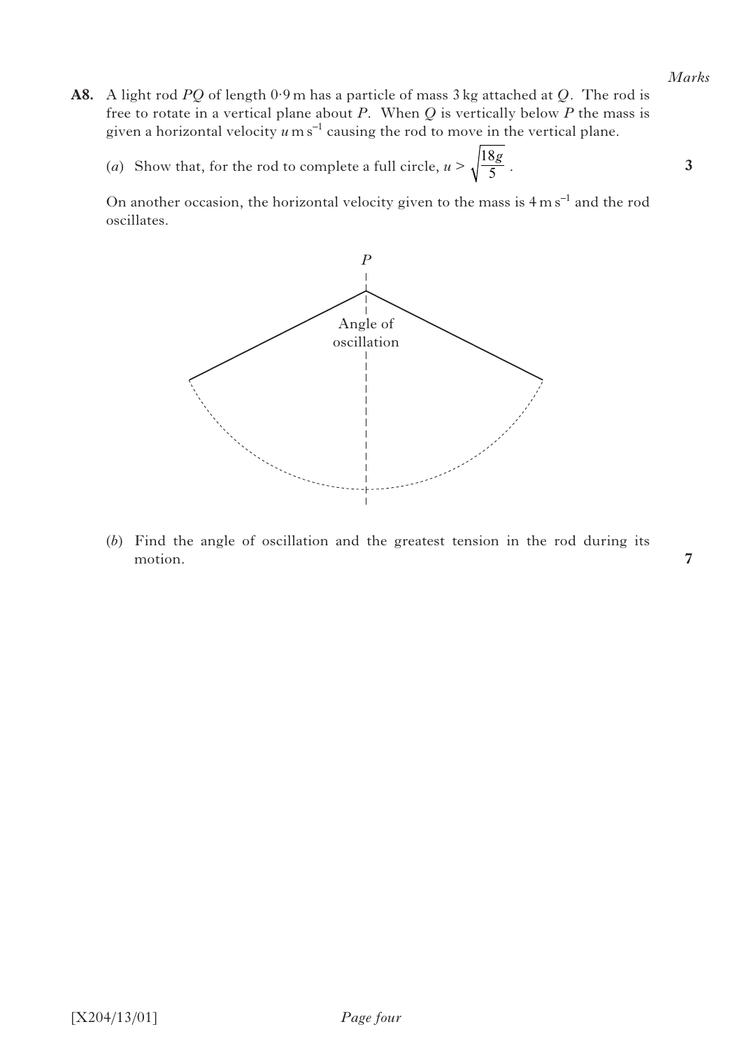*Marks*

**A8.** A light rod $PQ$ of length $0{\cdot}9$ m has a particle of mass 3 kg attached at $Q$. The rod is free to rotate in a vertical plane about $P$. When $Q$ is vertically below $P$ the mass is given a horizontal velocity $u\,\text{m}\,\text{s}^{-1}$ causing the rod to move in the vertical plane.

(*a*) Show that, for the rod to complete a full circle, $u > \sqrt{\dfrac{18g}{5}}$. **3**

On another occasion, the horizontal velocity given to the mass is $4\,\text{m}\,\text{s}^{-1}$ and the rod oscillates.

(*b*) Find the angle of oscillation and the greatest tension in the rod during its motion. **7**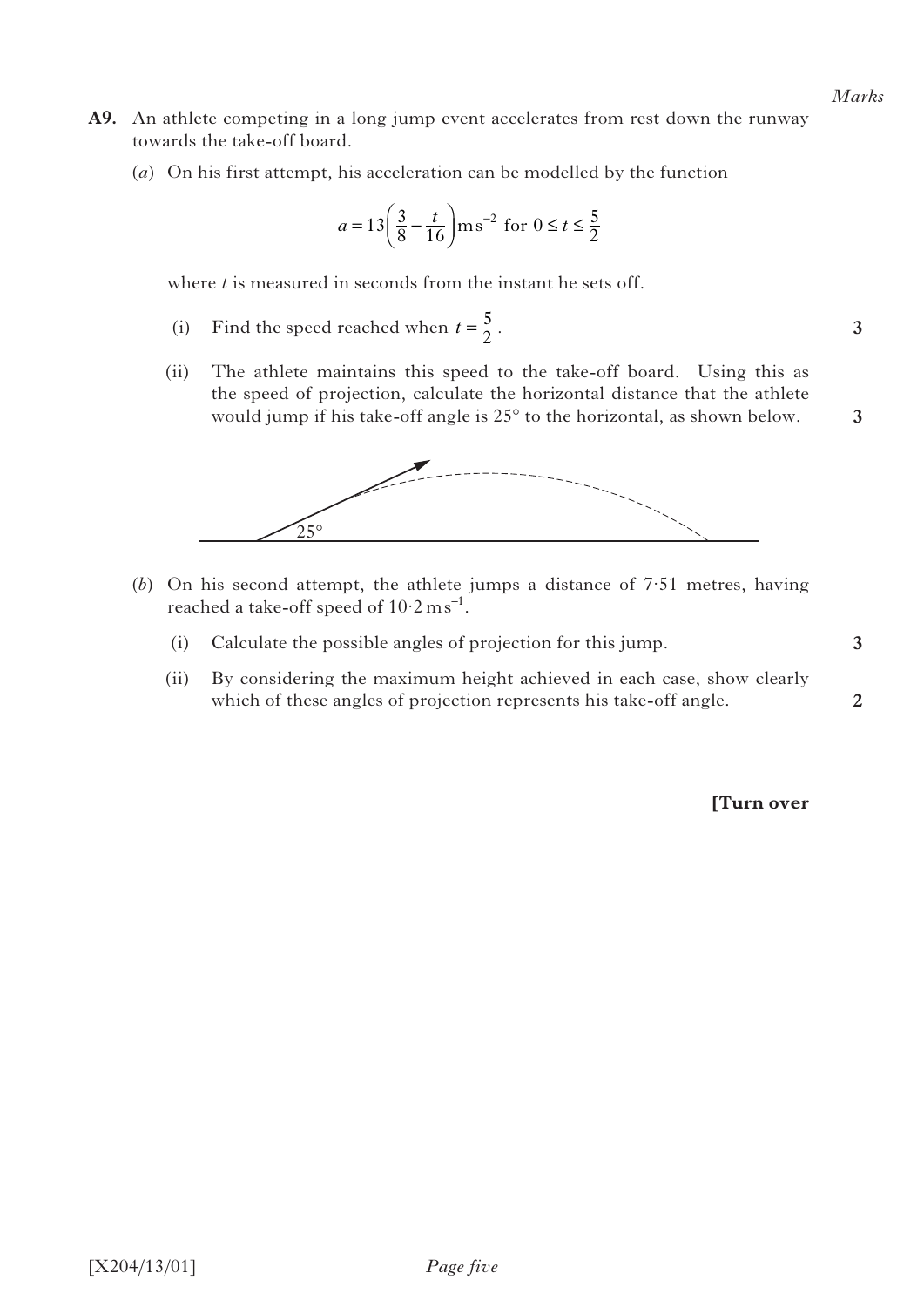*Marks*

**A9.** An athlete competing in a long jump event accelerates from rest down the runway towards the take-off board.

(*a*) On his first attempt, his acceleration can be modelled by the function

$$a = 13\left(\frac{3}{8} - \frac{t}{16}\right)\text{m s}^{-2} \text{ for } 0 \le t \le \frac{5}{2}$$

where $t$ is measured in seconds from the instant he sets off.

(i) Find the speed reached when $t = \frac{5}{2}$. **3**

(ii) The athlete maintains this speed to the take-off board. Using this as the speed of projection, calculate the horizontal distance that the athlete would jump if his take-off angle is 25° to the horizontal, as shown below. **3**

(*b*) On his second attempt, the athlete jumps a distance of 7·51 metres, having reached a take-off speed of $10{\cdot}2\,\text{m s}^{-1}$.

(i) Calculate the possible angles of projection for this jump. **3**

(ii) By considering the maximum height achieved in each case, show clearly which of these angles of projection represents his take-off angle. **2**

**[Turn over**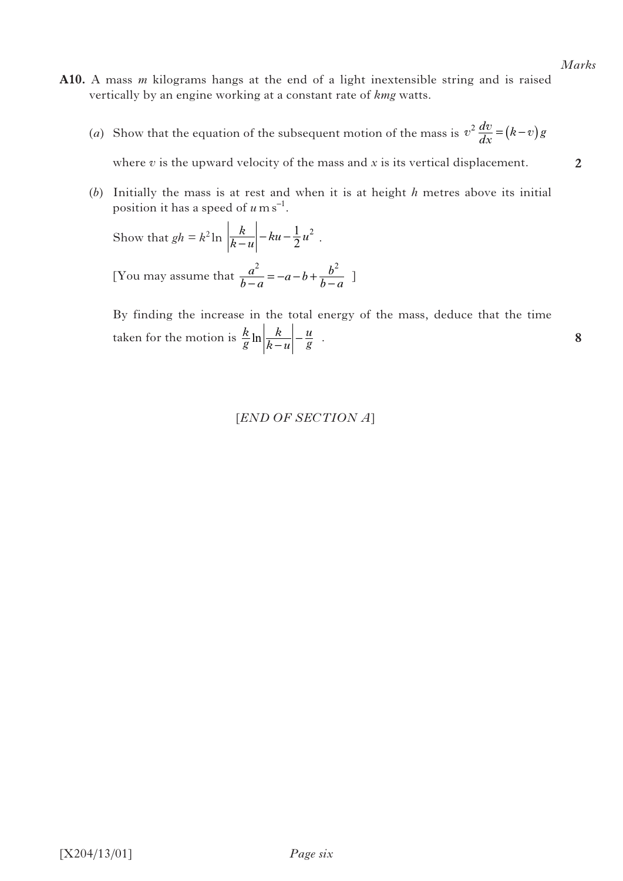*Marks*

**A10.** A mass $m$ kilograms hangs at the end of a light inextensible string and is raised vertically by an engine working at a constant rate of $kmg$ watts.

(*a*) Show that the equation of the subsequent motion of the mass is $v^2 \frac{dv}{dx} = (k - v)g$

where $v$ is the upward velocity of the mass and $x$ is its vertical displacement. **2**

(*b*) Initially the mass is at rest and when it is at height $h$ metres above its initial position it has a speed of $u\,\text{m s}^{-1}$.

Show that $gh = k^2 \ln \left|\frac{k}{k-u}\right| - ku - \frac{1}{2}u^2$ .

[You may assume that $\frac{a^2}{b-a} = -a - b + \frac{b^2}{b-a}$ ]

By finding the increase in the total energy of the mass, deduce that the time taken for the motion is $\frac{k}{g}\ln\left|\frac{k}{k-u}\right| - \frac{u}{g}$ . **8**

[*END OF SECTION A*]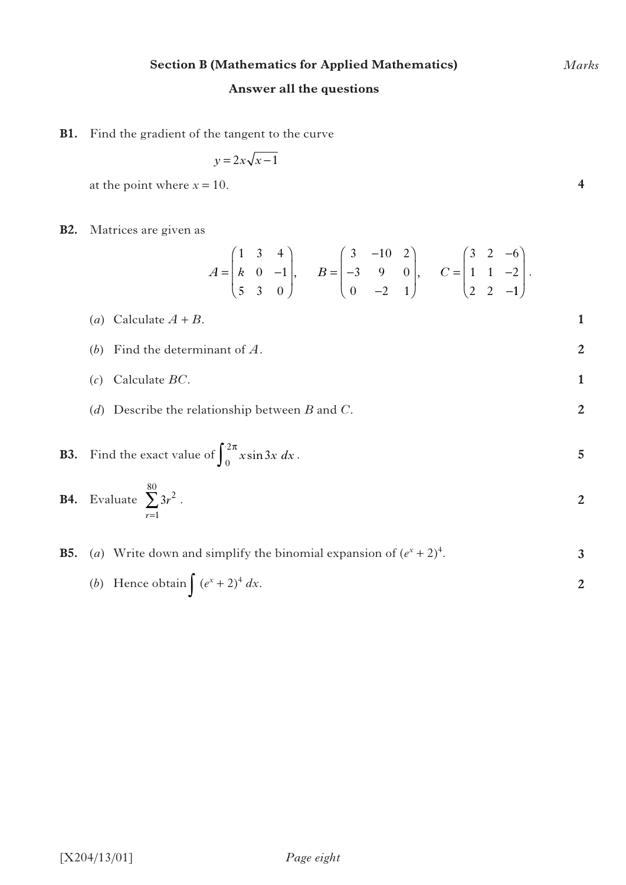## Section B (Mathematics for Applied Mathematics)

*Marks*

**Answer all the questions**

**B1.** Find the gradient of the tangent to the curve

$$y = 2x\sqrt{x-1}$$

at the point where $x = 10$. **4**

**B2.** Matrices are given as

$$A = \begin{pmatrix} 1 & 3 & 4 \\ k & 0 & -1 \\ 5 & 3 & 0 \end{pmatrix}, \quad B = \begin{pmatrix} 3 & -10 & 2 \\ -3 & 9 & 0 \\ 0 & -2 & 1 \end{pmatrix}, \quad C = \begin{pmatrix} 3 & 2 & -6 \\ 1 & 1 & -2 \\ 2 & 2 & -1 \end{pmatrix}.$$

(*a*) Calculate $A + B$. **1**

(*b*) Find the determinant of $A$. **2**

(*c*) Calculate $BC$. **1**

(*d*) Describe the relationship between $B$ and $C$. **2**

**B3.** Find the exact value of $\int_0^{2\pi} x \sin 3x \, dx$. **5**

**B4.** Evaluate $\sum_{r=1}^{80} 3r^2$. **2**

**B5.** (*a*) Write down and simplify the binomial expansion of $(e^x + 2)^4$. **3**

(*b*) Hence obtain $\int (e^x + 2)^4 \, dx$. **2**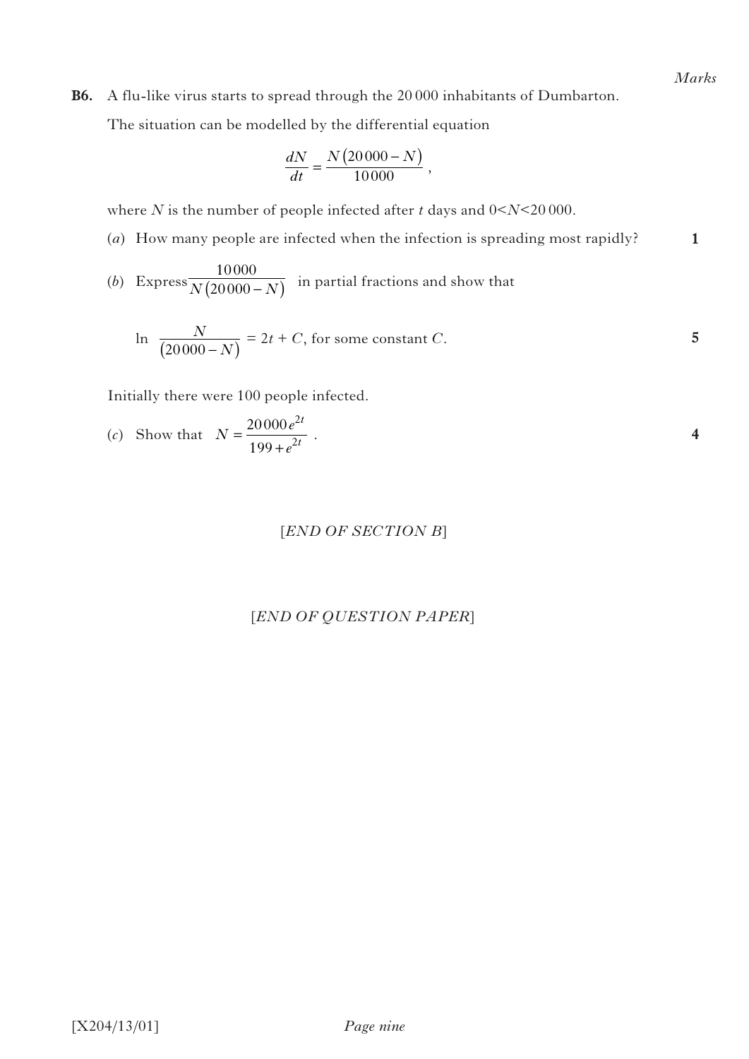*Marks*

**B6.** A flu-like virus starts to spread through the 20 000 inhabitants of Dumbarton.

The situation can be modelled by the differential equation

$$\frac{dN}{dt} = \frac{N(20\,000 - N)}{10\,000},$$

where $N$ is the number of people infected after $t$ days and $0<N<20\,000$.

(*a*) How many people are infected when the infection is spreading most rapidly? **1**

(*b*) Express $\dfrac{10\,000}{N(20\,000-N)}$ in partial fractions and show that

$$\ln\ \frac{N}{(20\,000-N)} = 2t + C, \text{ for some constant } C.$$ **5**

Initially there were 100 people infected.

(*c*) Show that $\quad N = \dfrac{20\,000\,e^{2t}}{199+e^{2t}}$ . **4**

[*END OF SECTION B*]

[*END OF QUESTION PAPER*]